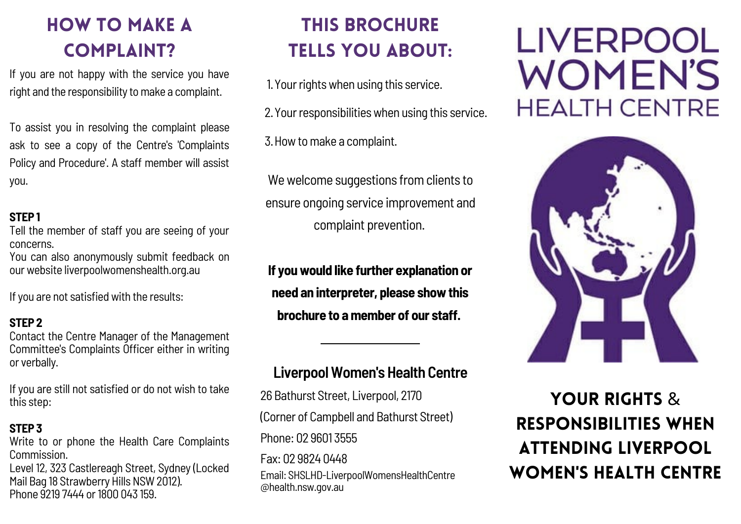## HOW TO MAKE A COMPLAINT?

If you are not happy with the service you have right and the responsibility to make a complaint.

To assist you in resolving the complaint please ask to see a copy of the Centre's 'Complaints Policy and Procedure'. A staff member will assist you.

**STEP 1**
Tell the member of staff you are seeing of your concerns.
You can also anonymously submit feedback on our website liverpoolwomenshealth.org.au

If you are not satisfied with the results:

**STEP 2**
Contact the Centre Manager of the Management Committee's Complaints Officer either in writing or verbally.

If you are still not satisfied or do not wish to take this step:

**STEP 3**
Write to or phone the Health Care Complaints Commission.
Level 12, 323 Castlereagh Street, Sydney (Locked Mail Bag 18 Strawberry Hills NSW 2012).
Phone 9219 7444 or 1800 043 159.

## THIS BROCHURE TELLS YOU ABOUT:

1. Your rights when using this service.
2. Your responsibilities when using this service.
3. How to make a complaint.

We welcome suggestions from clients to ensure ongoing service improvement and complaint prevention.

**If you would like further explanation or need an interpreter, please show this brochure to a member of our staff.**

---

### Liverpool Women's Health Centre

26 Bathurst Street, Liverpool, 2170

(Corner of Campbell and Bathurst Street)

Phone: 02 9601 3555

Fax: 02 9824 0448

Email: SHSLHD-LiverpoolWomensHealthCentre@health.nsw.gov.au

# LIVERPOOL WOMEN'S HEALTH CENTRE

## YOUR RIGHTS & RESPONSIBILITIES WHEN ATTENDING LIVERPOOL WOMEN'S HEALTH CENTRE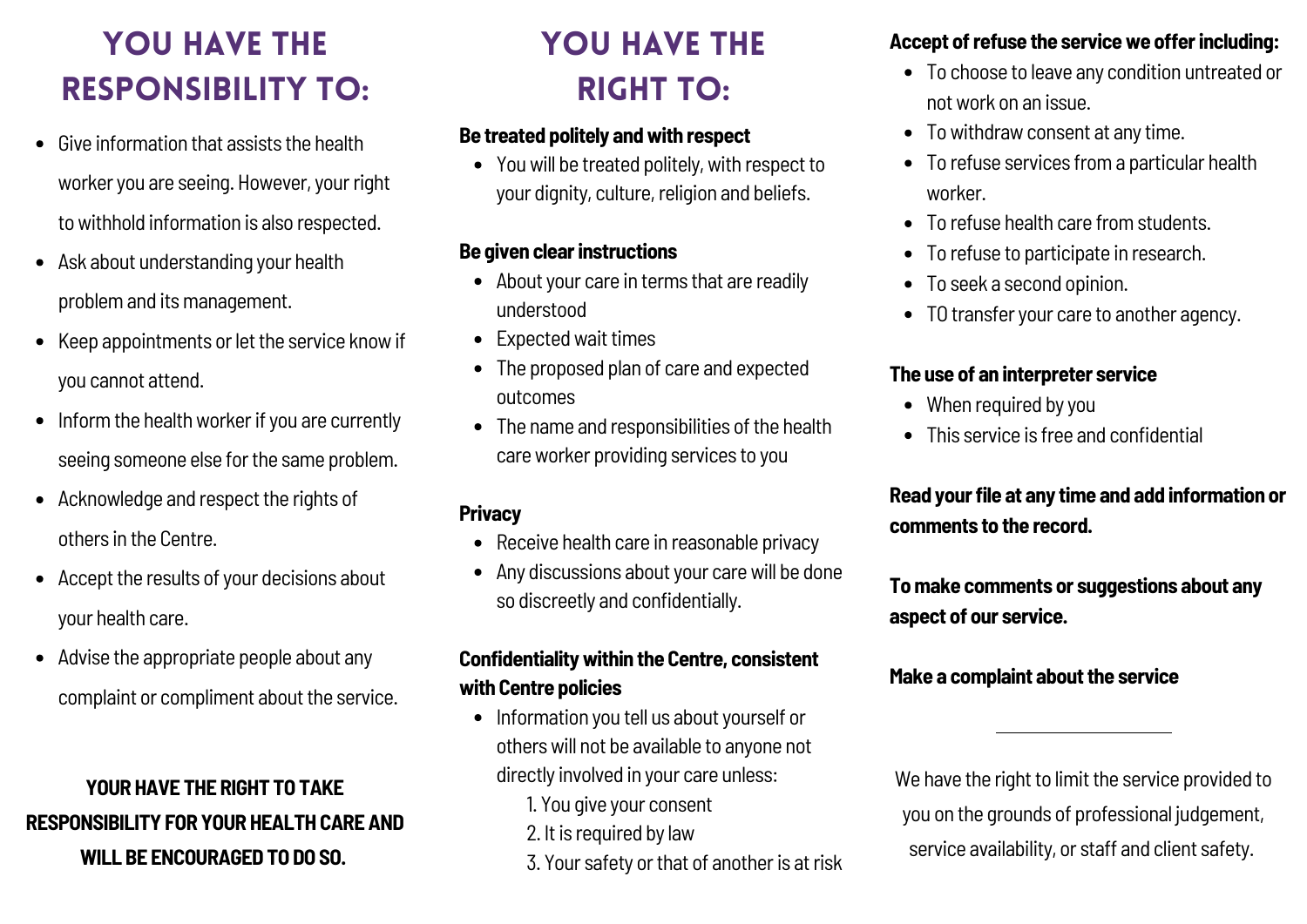# YOU HAVE THE RESPONSIBILITY TO:

- Give information that assists the health worker you are seeing. However, your right to withhold information is also respected.
- Ask about understanding your health problem and its management.
- Keep appointments or let the service know if you cannot attend.
- Inform the health worker if you are currently seeing someone else for the same problem.
- Acknowledge and respect the rights of others in the Centre.
- Accept the results of your decisions about your health care.
- Advise the appropriate people about any complaint or compliment about the service.

**YOUR HAVE THE RIGHT TO TAKE RESPONSIBILITY FOR YOUR HEALTH CARE AND WILL BE ENCOURAGED TO DO SO.**

# YOU HAVE THE RIGHT TO:

**Be treated politely and with respect**

- You will be treated politely, with respect to your dignity, culture, religion and beliefs.

**Be given clear instructions**

- About your care in terms that are readily understood
- Expected wait times
- The proposed plan of care and expected outcomes
- The name and responsibilities of the health care worker providing services to you

**Privacy**

- Receive health care in reasonable privacy
- Any discussions about your care will be done so discreetly and confidentially.

**Confidentiality within the Centre, consistent with Centre policies**

- Information you tell us about yourself or others will not be available to anyone not directly involved in your care unless:
    1. You give your consent
    2. It is required by law
    3. Your safety or that of another is at risk

**Accept of refuse the service we offer including:**

- To choose to leave any condition untreated or not work on an issue.
- To withdraw consent at any time.
- To refuse services from a particular health worker.
- To refuse health care from students.
- To refuse to participate in research.
- To seek a second opinion.
- TO transfer your care to another agency.

**The use of an interpreter service**

- When required by you
- This service is free and confidential

**Read your file at any time and add information or comments to the record.**

**To make comments or suggestions about any aspect of our service.**

**Make a complaint about the service**

---

We have the right to limit the service provided to you on the grounds of professional judgement, service availability, or staff and client safety.